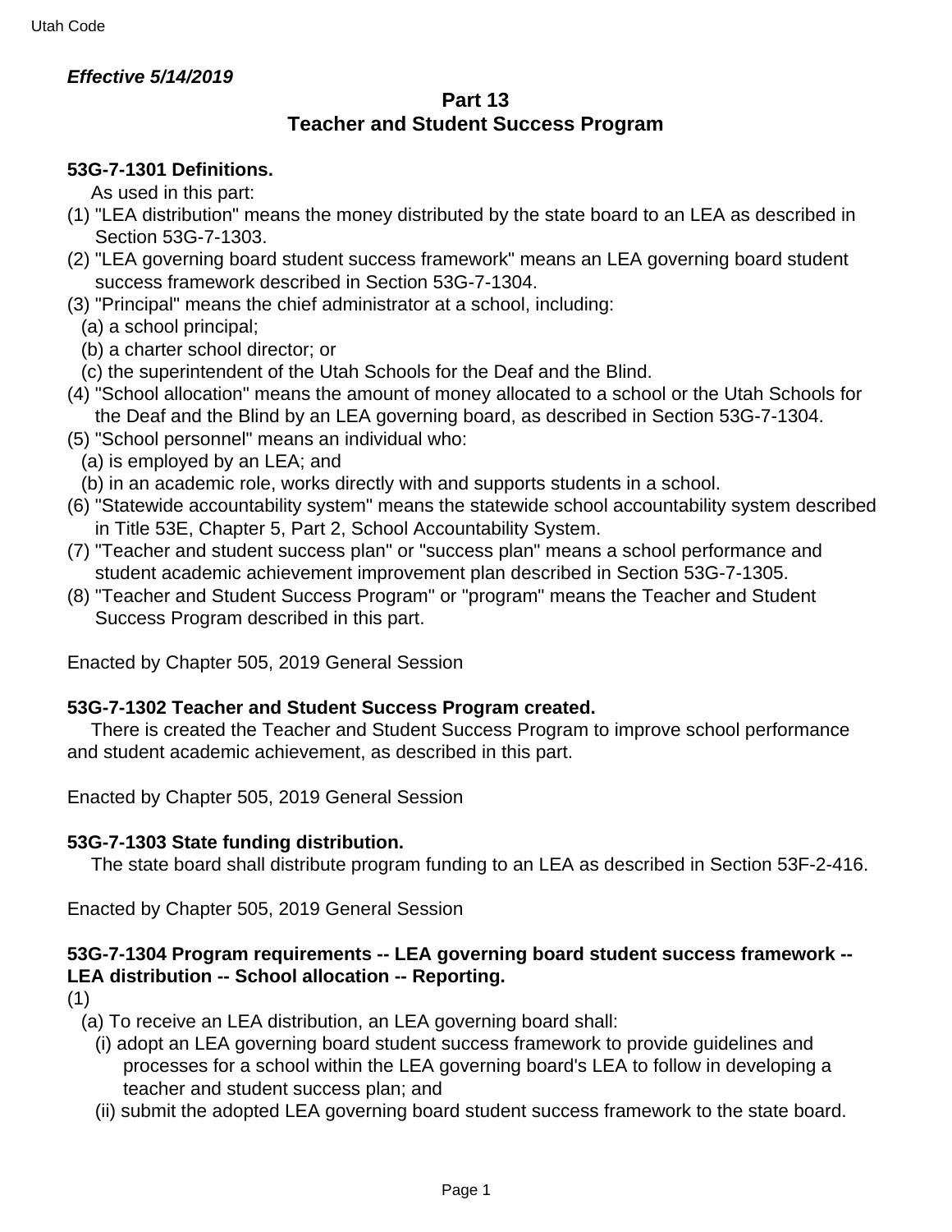*Effective 5/14/2019*

## Part 13
## Teacher and Student Success Program

### 53G-7-1301 Definitions.

As used in this part:

(1) "LEA distribution" means the money distributed by the state board to an LEA as described in Section 53G-7-1303.

(2) "LEA governing board student success framework" means an LEA governing board student success framework described in Section 53G-7-1304.

(3) "Principal" means the chief administrator at a school, including:

  (a) a school principal;

  (b) a charter school director; or

  (c) the superintendent of the Utah Schools for the Deaf and the Blind.

(4) "School allocation" means the amount of money allocated to a school or the Utah Schools for the Deaf and the Blind by an LEA governing board, as described in Section 53G-7-1304.

(5) "School personnel" means an individual who:

  (a) is employed by an LEA; and

  (b) in an academic role, works directly with and supports students in a school.

(6) "Statewide accountability system" means the statewide school accountability system described in Title 53E, Chapter 5, Part 2, School Accountability System.

(7) "Teacher and student success plan" or "success plan" means a school performance and student academic achievement improvement plan described in Section 53G-7-1305.

(8) "Teacher and Student Success Program" or "program" means the Teacher and Student Success Program described in this part.

Enacted by Chapter 505, 2019 General Session

### 53G-7-1302 Teacher and Student Success Program created.

There is created the Teacher and Student Success Program to improve school performance and student academic achievement, as described in this part.

Enacted by Chapter 505, 2019 General Session

### 53G-7-1303 State funding distribution.

The state board shall distribute program funding to an LEA as described in Section 53F-2-416.

Enacted by Chapter 505, 2019 General Session

### 53G-7-1304 Program requirements -- LEA governing board student success framework -- LEA distribution -- School allocation -- Reporting.

(1)

  (a) To receive an LEA distribution, an LEA governing board shall:

    (i) adopt an LEA governing board student success framework to provide guidelines and processes for a school within the LEA governing board's LEA to follow in developing a teacher and student success plan; and

    (ii) submit the adopted LEA governing board student success framework to the state board.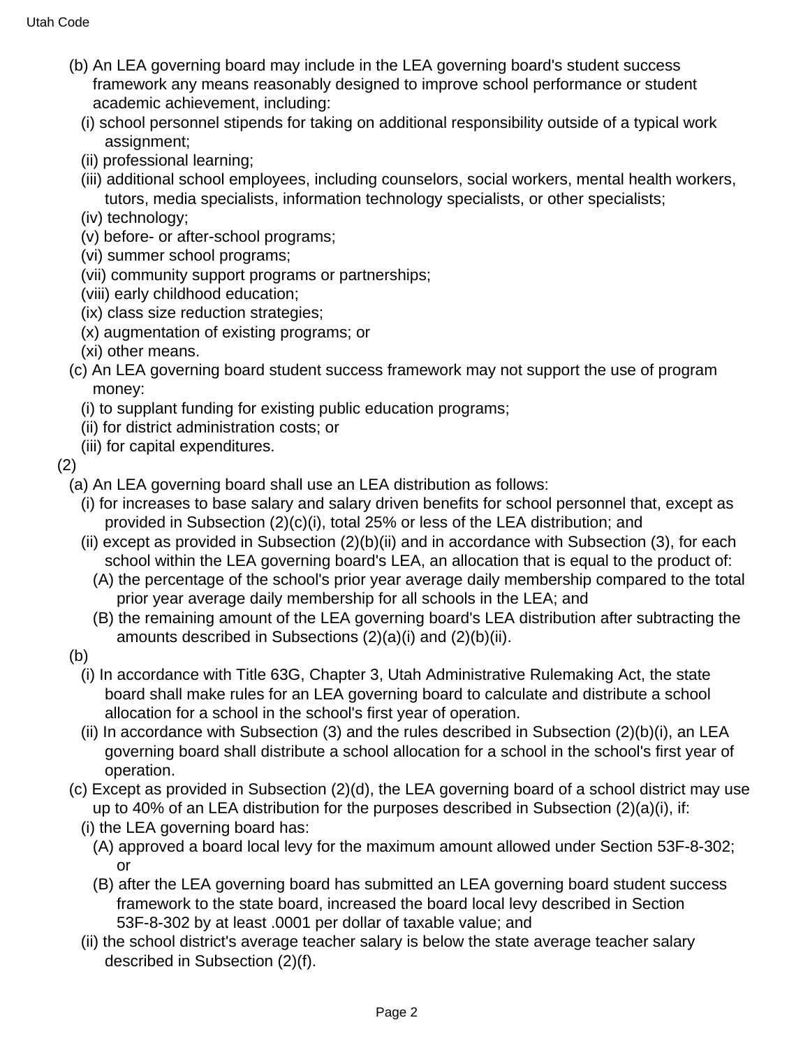(b) An LEA governing board may include in the LEA governing board's student success framework any means reasonably designed to improve school performance or student academic achievement, including:

(i) school personnel stipends for taking on additional responsibility outside of a typical work assignment;

(ii) professional learning;

(iii) additional school employees, including counselors, social workers, mental health workers, tutors, media specialists, information technology specialists, or other specialists;

(iv) technology;

(v) before- or after-school programs;

(vi) summer school programs;

(vii) community support programs or partnerships;

(viii) early childhood education;

(ix) class size reduction strategies;

(x) augmentation of existing programs; or

(xi) other means.

(c) An LEA governing board student success framework may not support the use of program money:

(i) to supplant funding for existing public education programs;

(ii) for district administration costs; or

(iii) for capital expenditures.

(2)

(a) An LEA governing board shall use an LEA distribution as follows:

(i) for increases to base salary and salary driven benefits for school personnel that, except as provided in Subsection (2)(c)(i), total 25% or less of the LEA distribution; and

(ii) except as provided in Subsection (2)(b)(ii) and in accordance with Subsection (3), for each school within the LEA governing board's LEA, an allocation that is equal to the product of:

(A) the percentage of the school's prior year average daily membership compared to the total prior year average daily membership for all schools in the LEA; and

(B) the remaining amount of the LEA governing board's LEA distribution after subtracting the amounts described in Subsections (2)(a)(i) and (2)(b)(ii).

(b)

(i) In accordance with Title 63G, Chapter 3, Utah Administrative Rulemaking Act, the state board shall make rules for an LEA governing board to calculate and distribute a school allocation for a school in the school's first year of operation.

(ii) In accordance with Subsection (3) and the rules described in Subsection (2)(b)(i), an LEA governing board shall distribute a school allocation for a school in the school's first year of operation.

(c) Except as provided in Subsection (2)(d), the LEA governing board of a school district may use up to 40% of an LEA distribution for the purposes described in Subsection (2)(a)(i), if:

(i) the LEA governing board has:

(A) approved a board local levy for the maximum amount allowed under Section 53F-8-302; or

(B) after the LEA governing board has submitted an LEA governing board student success framework to the state board, increased the board local levy described in Section 53F-8-302 by at least .0001 per dollar of taxable value; and

(ii) the school district's average teacher salary is below the state average teacher salary described in Subsection (2)(f).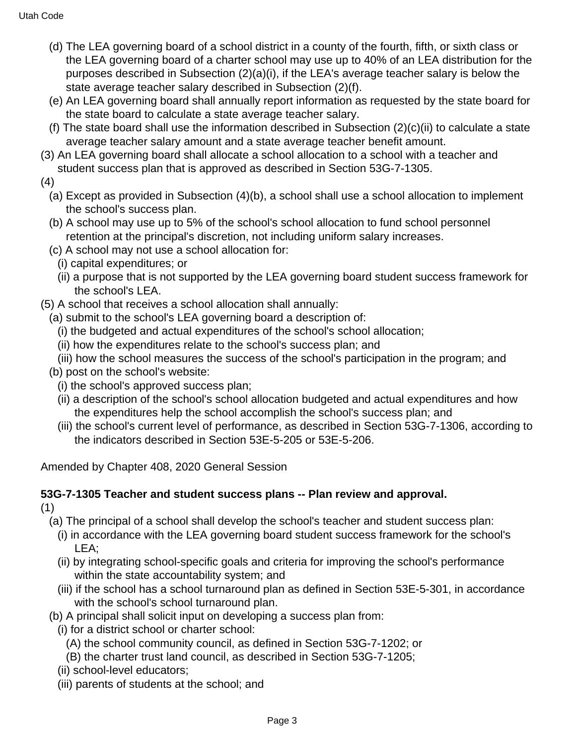(d) The LEA governing board of a school district in a county of the fourth, fifth, or sixth class or the LEA governing board of a charter school may use up to 40% of an LEA distribution for the purposes described in Subsection (2)(a)(i), if the LEA's average teacher salary is below the state average teacher salary described in Subsection (2)(f).

(e) An LEA governing board shall annually report information as requested by the state board for the state board to calculate a state average teacher salary.

(f) The state board shall use the information described in Subsection (2)(c)(ii) to calculate a state average teacher salary amount and a state average teacher benefit amount.

(3) An LEA governing board shall allocate a school allocation to a school with a teacher and student success plan that is approved as described in Section 53G-7-1305.

(4)

(a) Except as provided in Subsection (4)(b), a school shall use a school allocation to implement the school's success plan.

(b) A school may use up to 5% of the school's school allocation to fund school personnel retention at the principal's discretion, not including uniform salary increases.

(c) A school may not use a school allocation for:

(i) capital expenditures; or

(ii) a purpose that is not supported by the LEA governing board student success framework for the school's LEA.

(5) A school that receives a school allocation shall annually:

(a) submit to the school's LEA governing board a description of:

(i) the budgeted and actual expenditures of the school's school allocation;

(ii) how the expenditures relate to the school's success plan; and

(iii) how the school measures the success of the school's participation in the program; and

(b) post on the school's website:

(i) the school's approved success plan;

(ii) a description of the school's school allocation budgeted and actual expenditures and how the expenditures help the school accomplish the school's success plan; and

(iii) the school's current level of performance, as described in Section 53G-7-1306, according to the indicators described in Section 53E-5-205 or 53E-5-206.

Amended by Chapter 408, 2020 General Session

**53G-7-1305 Teacher and student success plans -- Plan review and approval.**

(1)

(a) The principal of a school shall develop the school's teacher and student success plan:

(i) in accordance with the LEA governing board student success framework for the school's LEA;

(ii) by integrating school-specific goals and criteria for improving the school's performance within the state accountability system; and

(iii) if the school has a school turnaround plan as defined in Section 53E-5-301, in accordance with the school's school turnaround plan.

(b) A principal shall solicit input on developing a success plan from:

(i) for a district school or charter school:

(A) the school community council, as defined in Section 53G-7-1202; or

(B) the charter trust land council, as described in Section 53G-7-1205;

(ii) school-level educators;

(iii) parents of students at the school; and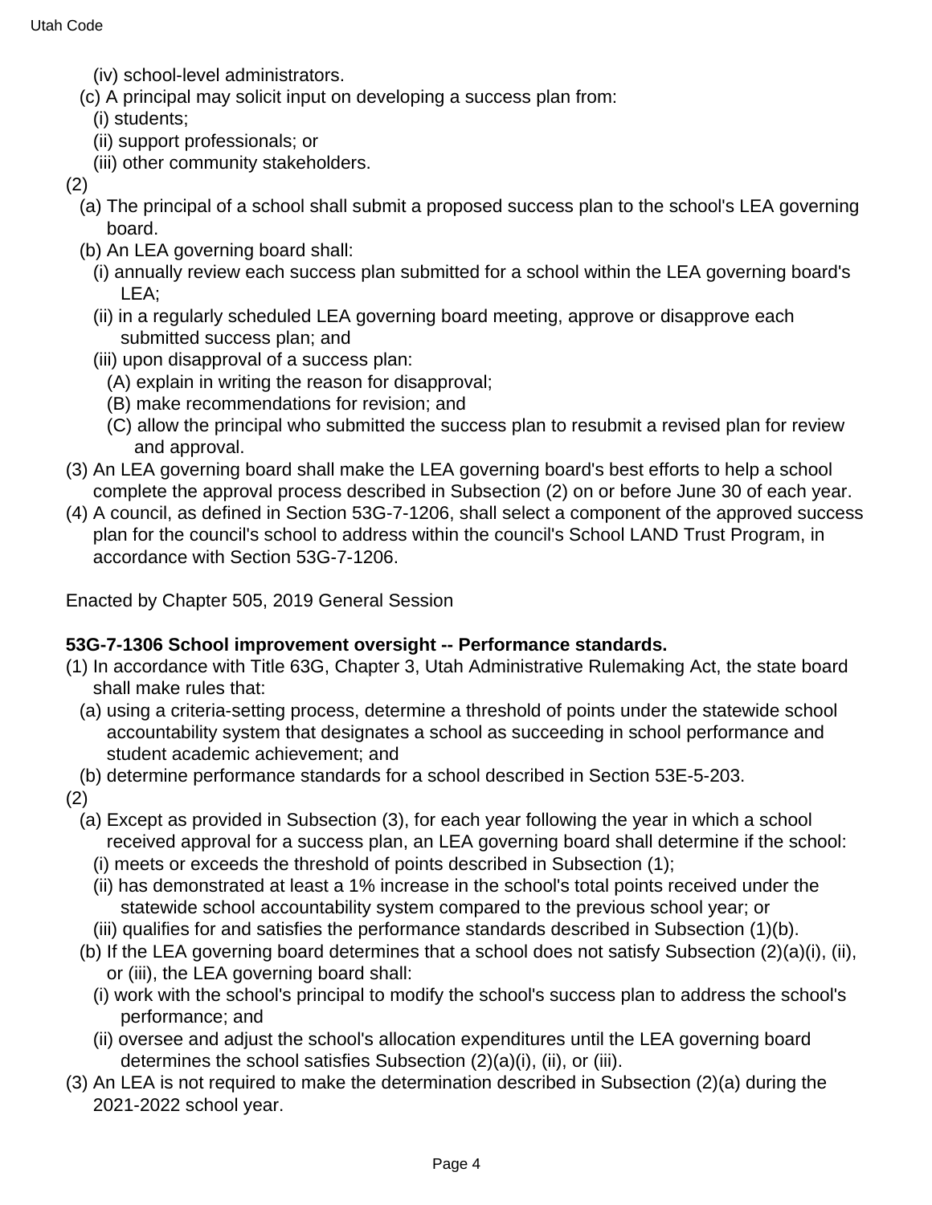(iv) school-level administrators.

(c) A principal may solicit input on developing a success plan from:

(i) students;

(ii) support professionals; or

(iii) other community stakeholders.

(2)

(a) The principal of a school shall submit a proposed success plan to the school's LEA governing board.

(b) An LEA governing board shall:

(i) annually review each success plan submitted for a school within the LEA governing board's LEA;

(ii) in a regularly scheduled LEA governing board meeting, approve or disapprove each submitted success plan; and

(iii) upon disapproval of a success plan:

(A) explain in writing the reason for disapproval;

(B) make recommendations for revision; and

(C) allow the principal who submitted the success plan to resubmit a revised plan for review and approval.

(3) An LEA governing board shall make the LEA governing board's best efforts to help a school complete the approval process described in Subsection (2) on or before June 30 of each year.

(4) A council, as defined in Section 53G-7-1206, shall select a component of the approved success plan for the council's school to address within the council's School LAND Trust Program, in accordance with Section 53G-7-1206.

Enacted by Chapter 505, 2019 General Session

**53G-7-1306 School improvement oversight -- Performance standards.**

(1) In accordance with Title 63G, Chapter 3, Utah Administrative Rulemaking Act, the state board shall make rules that:

(a) using a criteria-setting process, determine a threshold of points under the statewide school accountability system that designates a school as succeeding in school performance and student academic achievement; and

(b) determine performance standards for a school described in Section 53E-5-203.

(2)

(a) Except as provided in Subsection (3), for each year following the year in which a school received approval for a success plan, an LEA governing board shall determine if the school:

(i) meets or exceeds the threshold of points described in Subsection (1);

(ii) has demonstrated at least a 1% increase in the school's total points received under the statewide school accountability system compared to the previous school year; or

(iii) qualifies for and satisfies the performance standards described in Subsection (1)(b).

(b) If the LEA governing board determines that a school does not satisfy Subsection (2)(a)(i), (ii), or (iii), the LEA governing board shall:

(i) work with the school's principal to modify the school's success plan to address the school's performance; and

(ii) oversee and adjust the school's allocation expenditures until the LEA governing board determines the school satisfies Subsection (2)(a)(i), (ii), or (iii).

(3) An LEA is not required to make the determination described in Subsection (2)(a) during the 2021-2022 school year.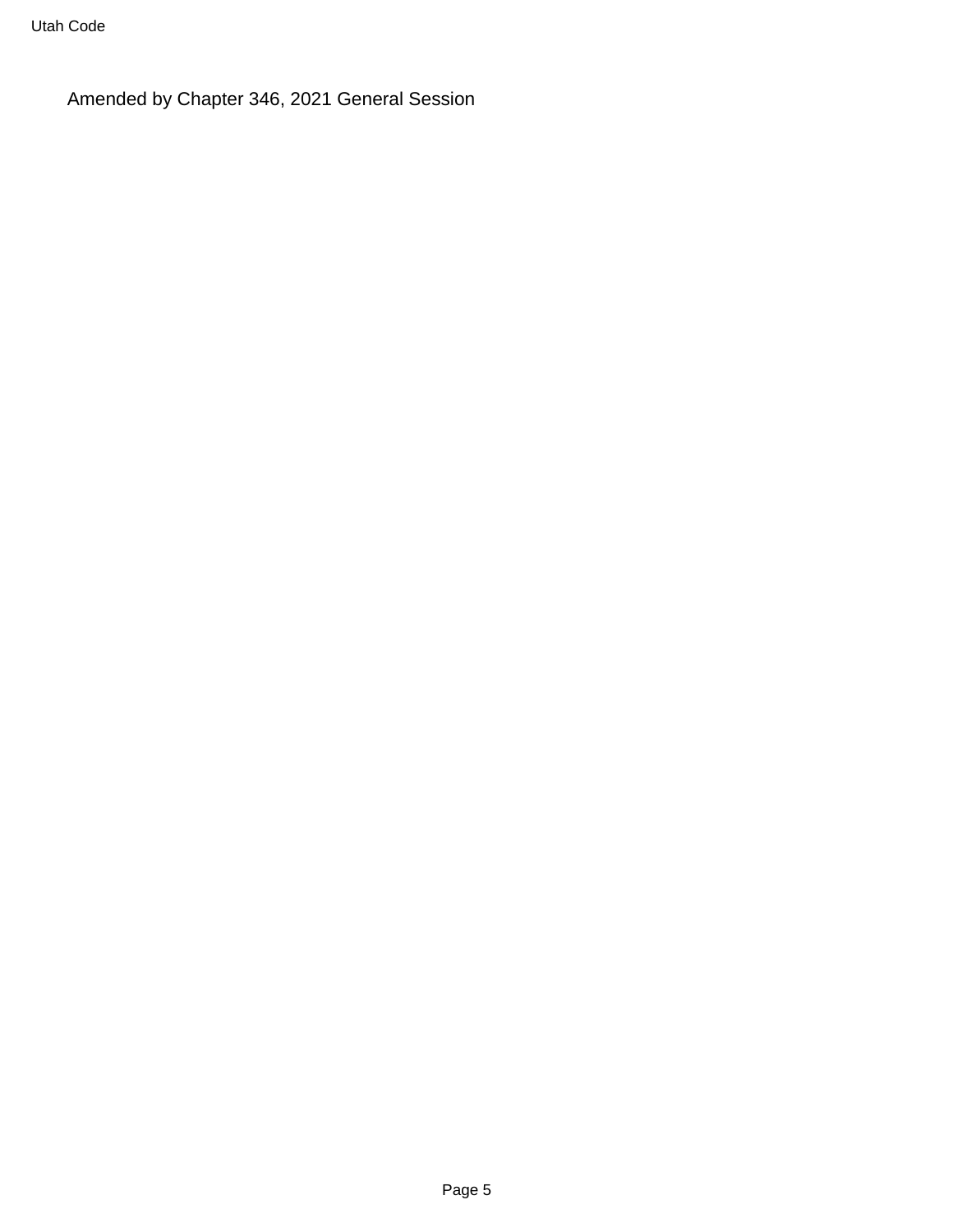Amended by Chapter 346, 2021 General Session